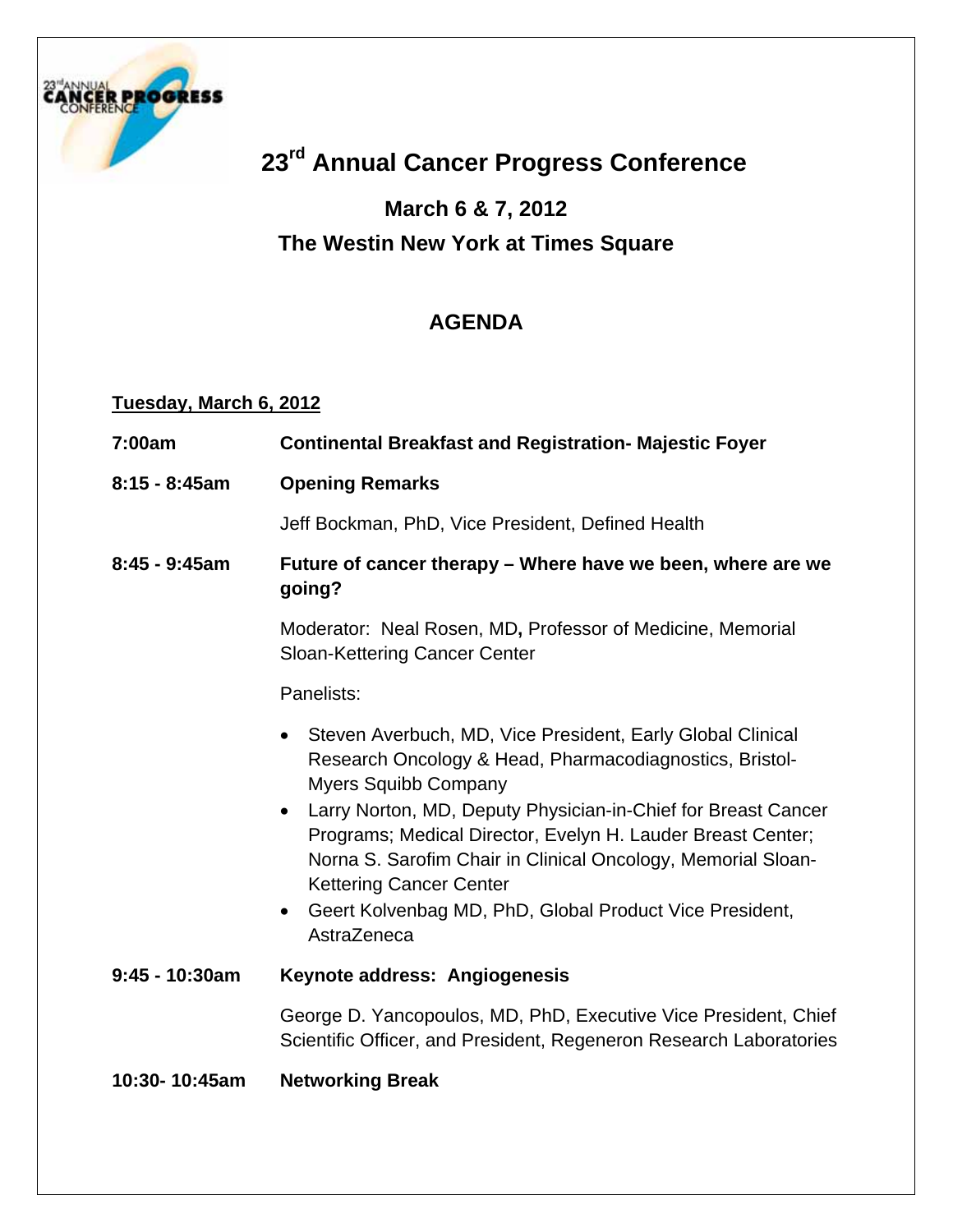# 23rd Annual Cancer Progress Conference

## March 6 & 7, 2012

## The Westin New York at Times Square

## AGENDA

**Tuesday, March 6, 2012**

**7:00am** **Continental Breakfast and Registration- Majestic Foyer**

**8:15 - 8:45am** **Opening Remarks**

Jeff Bockman, PhD, Vice President, Defined Health

**8:45 - 9:45am** **Future of cancer therapy – Where have we been, where are we going?**

Moderator: Neal Rosen, MD**,** Professor of Medicine, Memorial Sloan-Kettering Cancer Center

Panelists:

- Steven Averbuch, MD, Vice President, Early Global Clinical Research Oncology & Head, Pharmacodiagnostics, Bristol-Myers Squibb Company
- Larry Norton, MD, Deputy Physician-in-Chief for Breast Cancer Programs; Medical Director, Evelyn H. Lauder Breast Center; Norna S. Sarofim Chair in Clinical Oncology, Memorial Sloan-Kettering Cancer Center
- Geert Kolvenbag MD, PhD, Global Product Vice President, AstraZeneca

**9:45 - 10:30am** **Keynote address: Angiogenesis**

George D. Yancopoulos, MD, PhD, Executive Vice President, Chief Scientific Officer, and President, Regeneron Research Laboratories

**10:30- 10:45am** **Networking Break**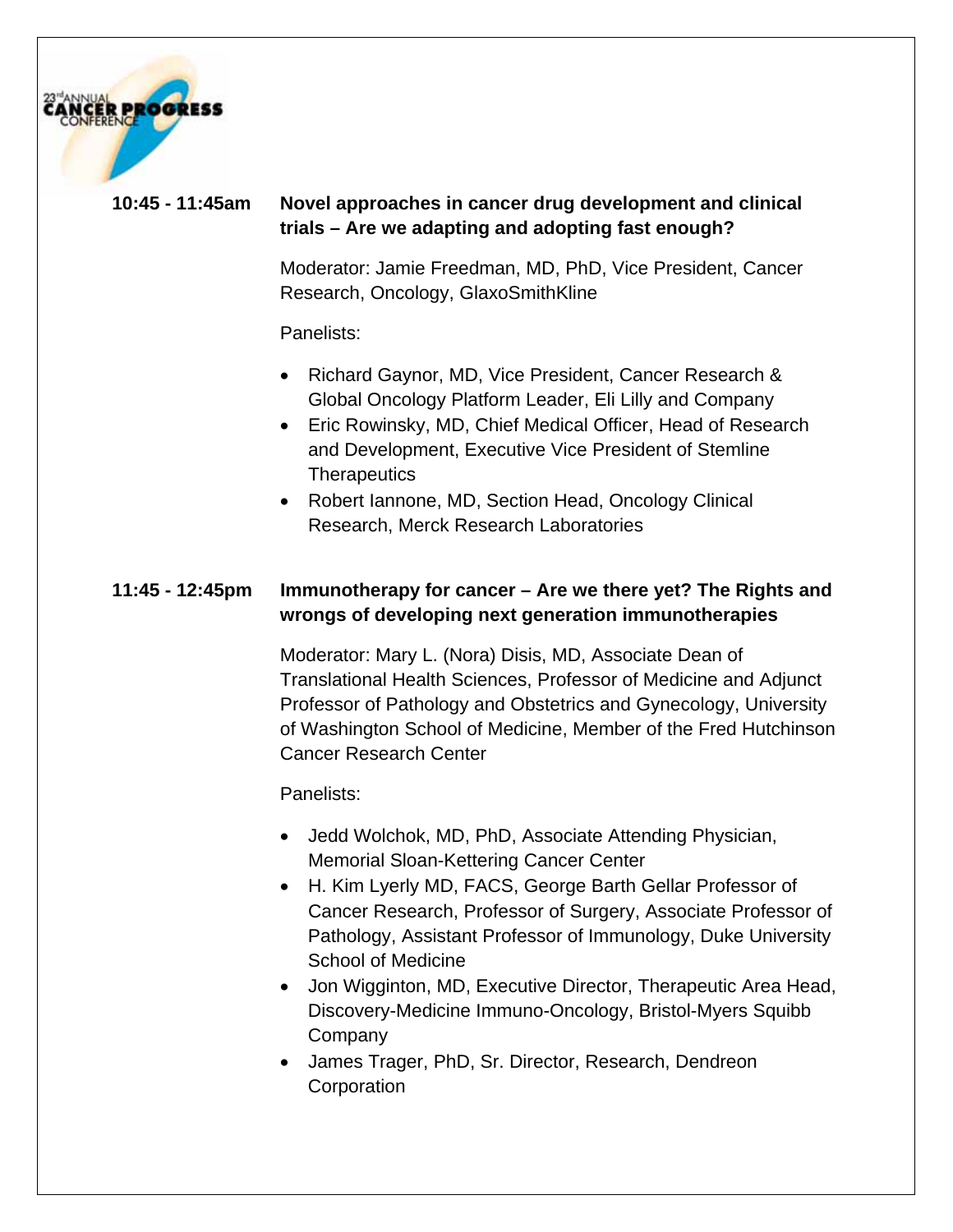**10:45 - 11:45am** **Novel approaches in cancer drug development and clinical trials – Are we adapting and adopting fast enough?**

Moderator: Jamie Freedman, MD, PhD, Vice President, Cancer Research, Oncology, GlaxoSmithKline

Panelists:

- Richard Gaynor, MD, Vice President, Cancer Research & Global Oncology Platform Leader, Eli Lilly and Company
- Eric Rowinsky, MD, Chief Medical Officer, Head of Research and Development, Executive Vice President of Stemline Therapeutics
- Robert Iannone, MD, Section Head, Oncology Clinical Research, Merck Research Laboratories

**11:45 - 12:45pm** **Immunotherapy for cancer – Are we there yet? The Rights and wrongs of developing next generation immunotherapies**

Moderator: Mary L. (Nora) Disis, MD, Associate Dean of Translational Health Sciences, Professor of Medicine and Adjunct Professor of Pathology and Obstetrics and Gynecology, University of Washington School of Medicine, Member of the Fred Hutchinson Cancer Research Center

Panelists:

- Jedd Wolchok, MD, PhD, Associate Attending Physician, Memorial Sloan-Kettering Cancer Center
- H. Kim Lyerly MD, FACS, George Barth Gellar Professor of Cancer Research, Professor of Surgery, Associate Professor of Pathology, Assistant Professor of Immunology, Duke University School of Medicine
- Jon Wigginton, MD, Executive Director, Therapeutic Area Head, Discovery-Medicine Immuno-Oncology, Bristol-Myers Squibb Company
- James Trager, PhD, Sr. Director, Research, Dendreon Corporation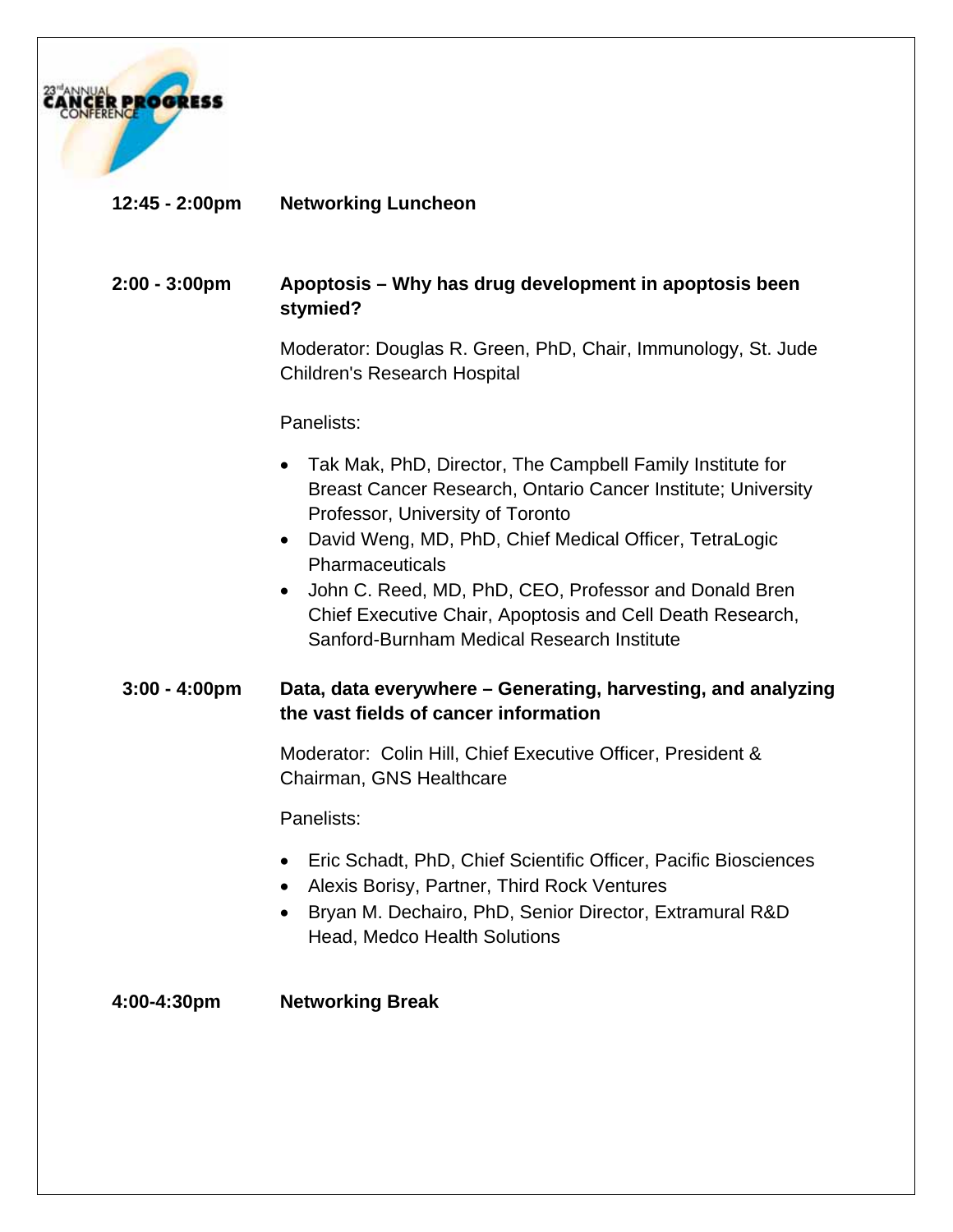**12:45 - 2:00pm** **Networking Luncheon**

**2:00 - 3:00pm** **Apoptosis – Why has drug development in apoptosis been stymied?**

Moderator: Douglas R. Green, PhD, Chair, Immunology, St. Jude Children's Research Hospital

Panelists:

- Tak Mak, PhD, Director, The Campbell Family Institute for Breast Cancer Research, Ontario Cancer Institute; University Professor, University of Toronto
- David Weng, MD, PhD, Chief Medical Officer, TetraLogic Pharmaceuticals
- John C. Reed, MD, PhD, CEO, Professor and Donald Bren Chief Executive Chair, Apoptosis and Cell Death Research, Sanford-Burnham Medical Research Institute

**3:00 - 4:00pm** **Data, data everywhere – Generating, harvesting, and analyzing the vast fields of cancer information**

Moderator: Colin Hill, Chief Executive Officer, President & Chairman, GNS Healthcare

Panelists:

- Eric Schadt, PhD, Chief Scientific Officer, Pacific Biosciences
- Alexis Borisy, Partner, Third Rock Ventures
- Bryan M. Dechairo, PhD, Senior Director, Extramural R&D Head, Medco Health Solutions

**4:00-4:30pm** **Networking Break**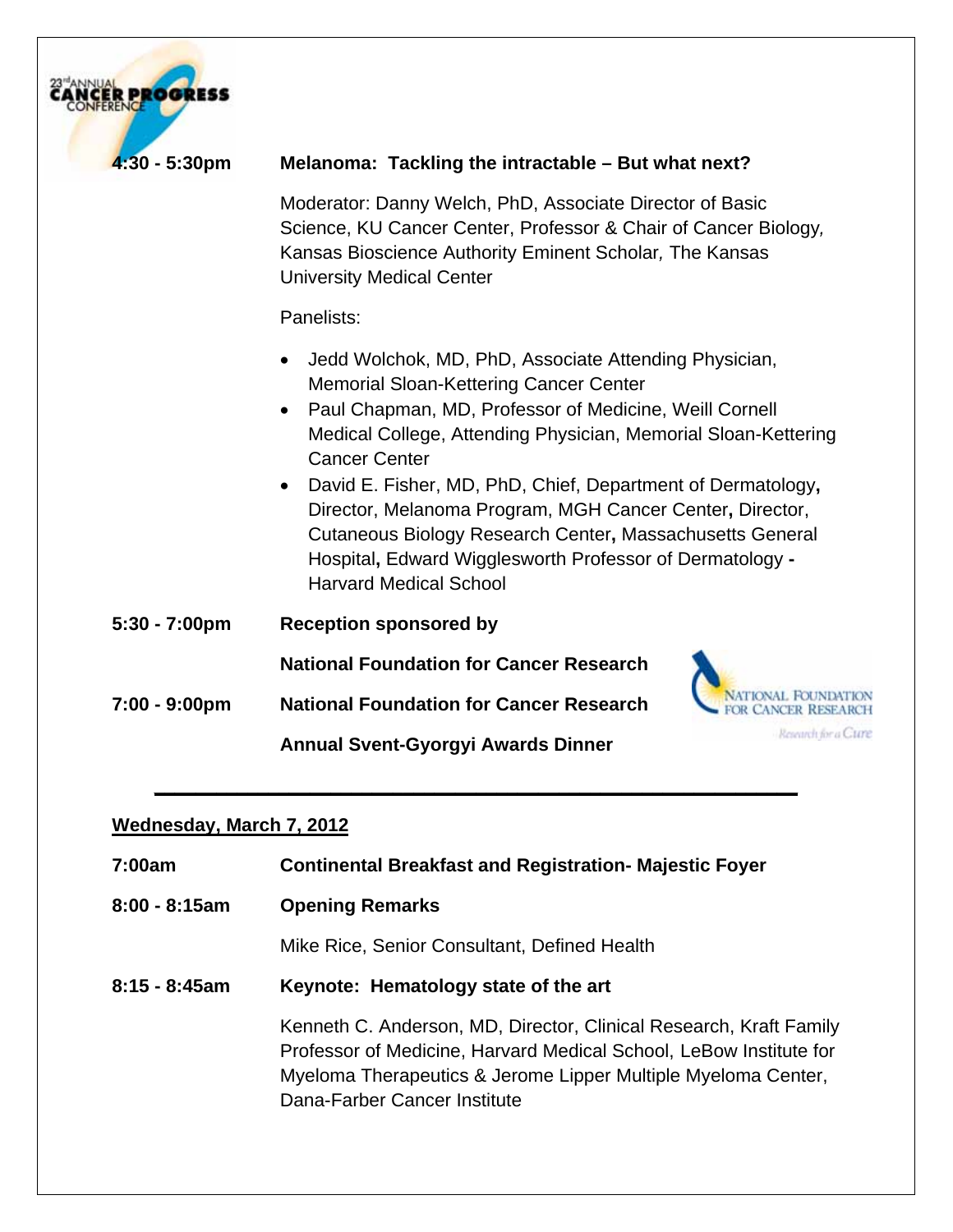**4:30 - 5:30pm** **Melanoma: Tackling the intractable – But what next?**

Moderator: Danny Welch, PhD, Associate Director of Basic Science, KU Cancer Center, Professor & Chair of Cancer Biology, Kansas Bioscience Authority Eminent Scholar, The Kansas University Medical Center

Panelists:

- Jedd Wolchok, MD, PhD, Associate Attending Physician, Memorial Sloan-Kettering Cancer Center
- Paul Chapman, MD, Professor of Medicine, Weill Cornell Medical College, Attending Physician, Memorial Sloan-Kettering Cancer Center
- David E. Fisher, MD, PhD, Chief, Department of Dermatology, Director, Melanoma Program, MGH Cancer Center, Director, Cutaneous Biology Research Center, Massachusetts General Hospital, Edward Wigglesworth Professor of Dermatology - Harvard Medical School

**5:30 - 7:00pm** **Reception sponsored by**

**National Foundation for Cancer Research**

**7:00 - 9:00pm** **National Foundation for Cancer Research**

**Annual Svent-Gyorgyi Awards Dinner**

---

## Wednesday, March 7, 2012

**7:00am** **Continental Breakfast and Registration- Majestic Foyer**

**8:00 - 8:15am** **Opening Remarks**

Mike Rice, Senior Consultant, Defined Health

**8:15 - 8:45am** **Keynote: Hematology state of the art**

Kenneth C. Anderson, MD, Director, Clinical Research, Kraft Family Professor of Medicine, Harvard Medical School, LeBow Institute for Myeloma Therapeutics & Jerome Lipper Multiple Myeloma Center, Dana-Farber Cancer Institute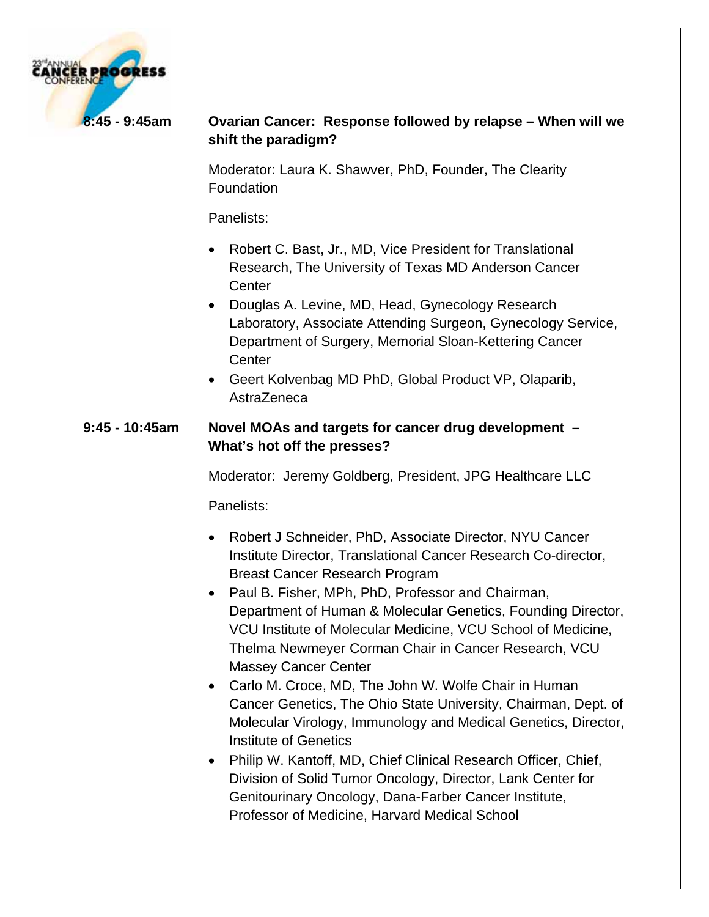**8:45 - 9:45am** **Ovarian Cancer: Response followed by relapse – When will we shift the paradigm?**

Moderator: Laura K. Shawver, PhD, Founder, The Clearity Foundation

Panelists:

- Robert C. Bast, Jr., MD, Vice President for Translational Research, The University of Texas MD Anderson Cancer Center
- Douglas A. Levine, MD, Head, Gynecology Research Laboratory, Associate Attending Surgeon, Gynecology Service, Department of Surgery, Memorial Sloan-Kettering Cancer Center
- Geert Kolvenbag MD PhD, Global Product VP, Olaparib, AstraZeneca

**9:45 - 10:45am** **Novel MOAs and targets for cancer drug development – What's hot off the presses?**

Moderator: Jeremy Goldberg, President, JPG Healthcare LLC

Panelists:

- Robert J Schneider, PhD, Associate Director, NYU Cancer Institute Director, Translational Cancer Research Co-director, Breast Cancer Research Program
- Paul B. Fisher, MPh, PhD, Professor and Chairman, Department of Human & Molecular Genetics, Founding Director, VCU Institute of Molecular Medicine, VCU School of Medicine, Thelma Newmeyer Corman Chair in Cancer Research, VCU Massey Cancer Center
- Carlo M. Croce, MD, The John W. Wolfe Chair in Human Cancer Genetics, The Ohio State University, Chairman, Dept. of Molecular Virology, Immunology and Medical Genetics, Director, Institute of Genetics
- Philip W. Kantoff, MD, Chief Clinical Research Officer, Chief, Division of Solid Tumor Oncology, Director, Lank Center for Genitourinary Oncology, Dana-Farber Cancer Institute, Professor of Medicine, Harvard Medical School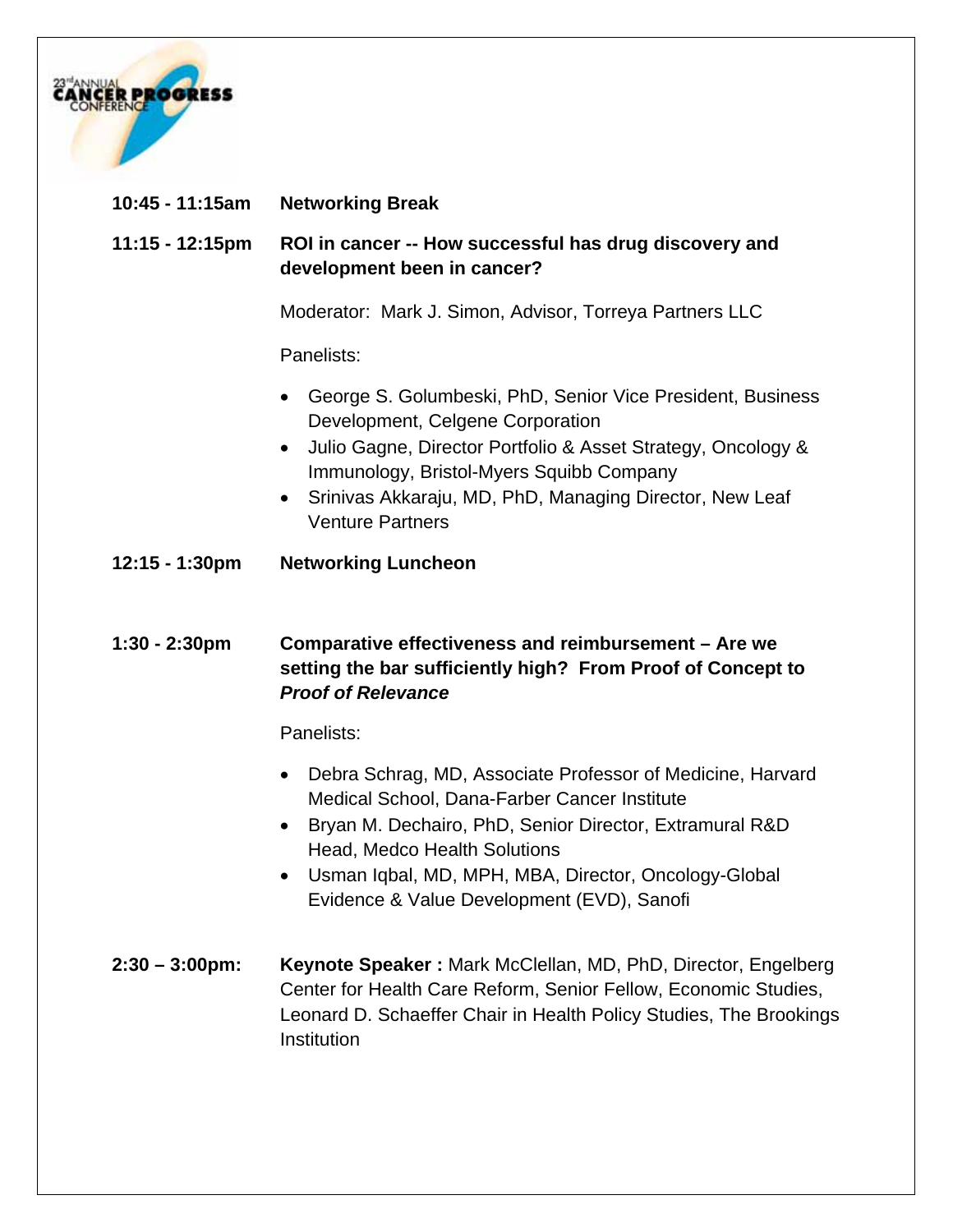**10:45 - 11:15am** **Networking Break**

**11:15 - 12:15pm** **ROI in cancer -- How successful has drug discovery and development been in cancer?**

Moderator: Mark J. Simon, Advisor, Torreya Partners LLC

Panelists:

- George S. Golumbeski, PhD, Senior Vice President, Business Development, Celgene Corporation
- Julio Gagne, Director Portfolio & Asset Strategy, Oncology & Immunology, Bristol-Myers Squibb Company
- Srinivas Akkaraju, MD, PhD, Managing Director, New Leaf Venture Partners

**12:15 - 1:30pm** **Networking Luncheon**

**1:30 - 2:30pm** **Comparative effectiveness and reimbursement – Are we setting the bar sufficiently high? From Proof of Concept to *Proof of Relevance***

Panelists:

- Debra Schrag, MD, Associate Professor of Medicine, Harvard Medical School, Dana-Farber Cancer Institute
- Bryan M. Dechairo, PhD, Senior Director, Extramural R&D Head, Medco Health Solutions
- Usman Iqbal, MD, MPH, MBA, Director, Oncology-Global Evidence & Value Development (EVD), Sanofi

**2:30 – 3:00pm:** **Keynote Speaker :** Mark McClellan, MD, PhD, Director, Engelberg Center for Health Care Reform, Senior Fellow, Economic Studies, Leonard D. Schaeffer Chair in Health Policy Studies, The Brookings Institution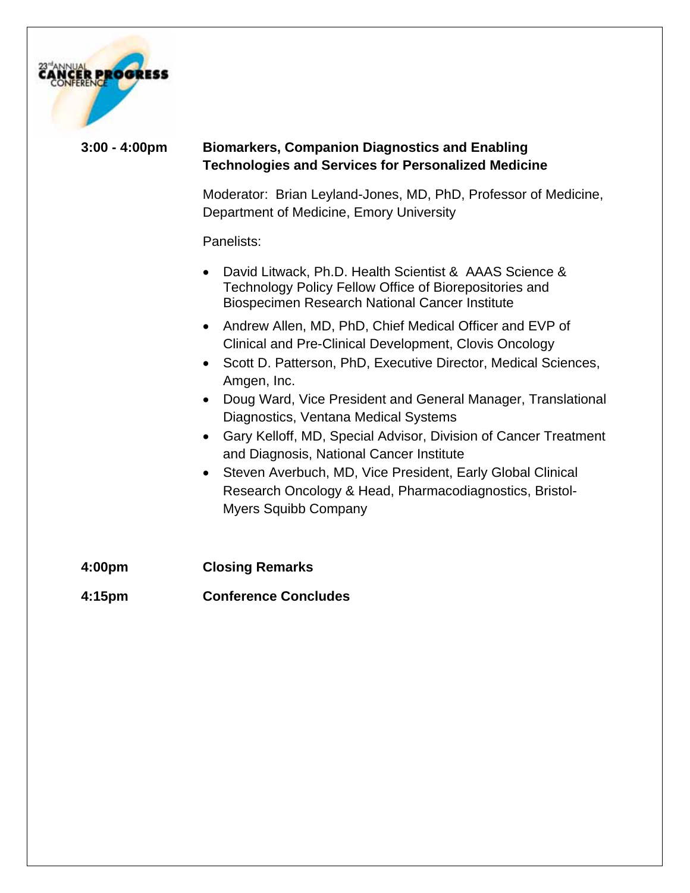**3:00 - 4:00pm** **Biomarkers, Companion Diagnostics and Enabling Technologies and Services for Personalized Medicine**

Moderator: Brian Leyland-Jones, MD, PhD, Professor of Medicine, Department of Medicine, Emory University

Panelists:

- David Litwack, Ph.D. Health Scientist & AAAS Science & Technology Policy Fellow Office of Biorepositories and Biospecimen Research National Cancer Institute
- Andrew Allen, MD, PhD, Chief Medical Officer and EVP of Clinical and Pre-Clinical Development, Clovis Oncology
- Scott D. Patterson, PhD, Executive Director, Medical Sciences, Amgen, Inc.
- Doug Ward, Vice President and General Manager, Translational Diagnostics, Ventana Medical Systems
- Gary Kelloff, MD, Special Advisor, Division of Cancer Treatment and Diagnosis, National Cancer Institute
- Steven Averbuch, MD, Vice President, Early Global Clinical Research Oncology & Head, Pharmacodiagnostics, Bristol-Myers Squibb Company

**4:00pm** **Closing Remarks**

**4:15pm** **Conference Concludes**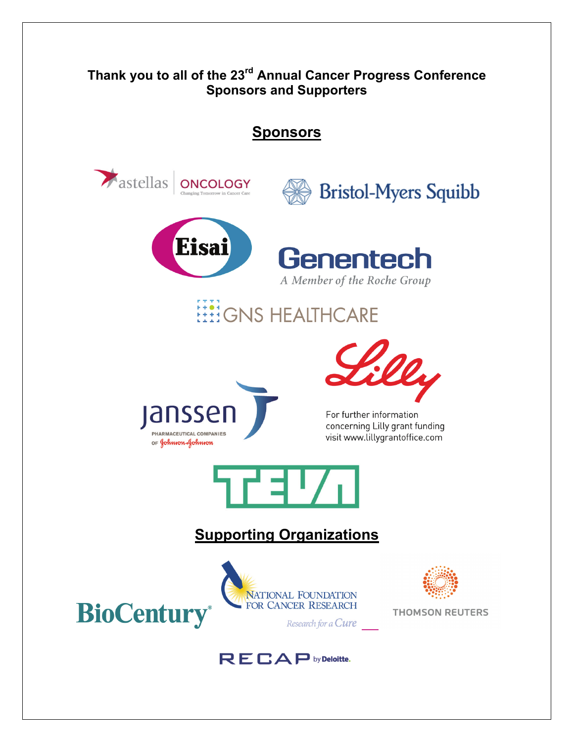**Thank you to all of the 23rd Annual Cancer Progress Conference Sponsors and Supporters**

## Sponsors

astellas | ONCOLOGY
Changing Tomorrow in Cancer Care

Bristol-Myers Squibb

Eisai

Genentech
*A Member of the Roche Group*

GNS HEALTHCARE

Janssen
PHARMACEUTICAL COMPANIES OF Johnson & Johnson

Lilly

For further information concerning Lilly grant funding visit www.lillygrantoffice.com

TEVA

## Supporting Organizations

BioCentury®

National Foundation for Cancer Research
*Research for a Cure*

THOMSON REUTERS

RECAP by Deloitte.